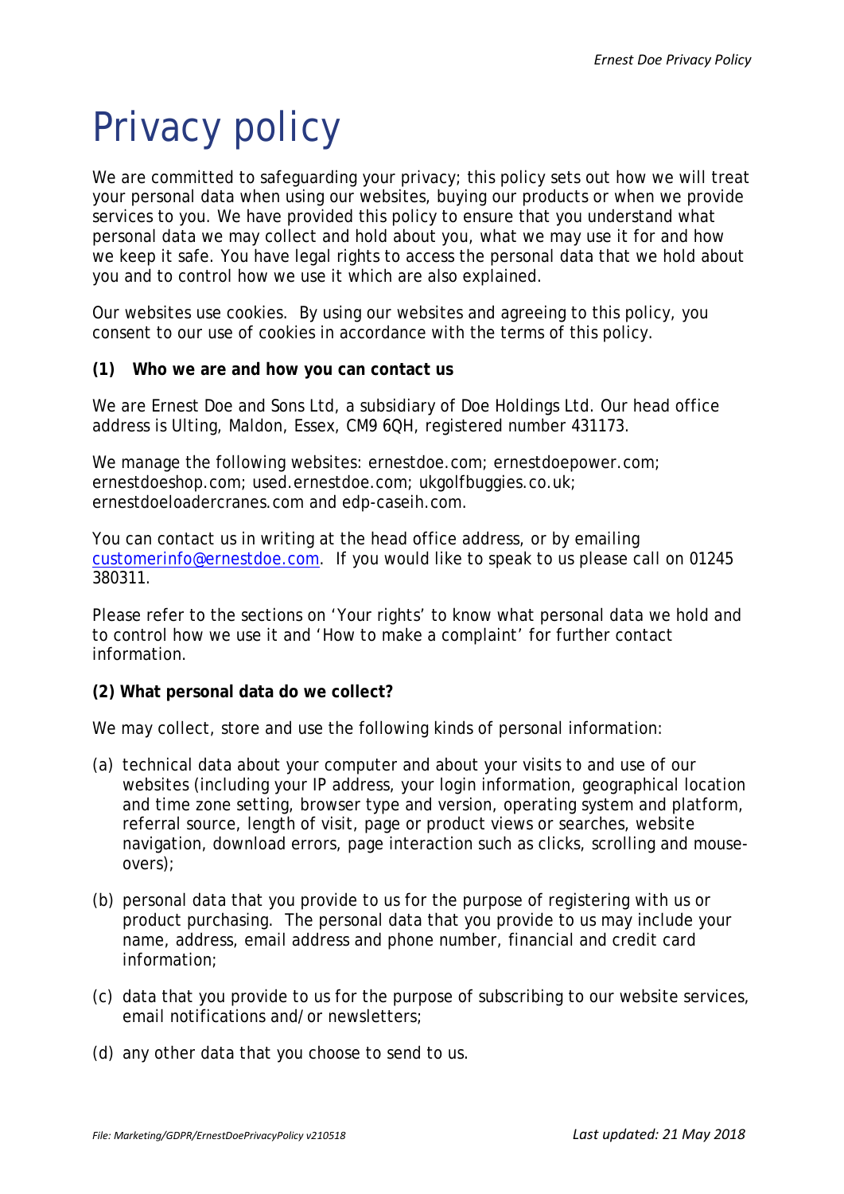# Privacy policy

We are committed to safeguarding your privacy; this policy sets out how we will treat your personal data when using our websites, buying our products or when we provide services to you. We have provided this policy to ensure that you understand what personal data we may collect and hold about you, what we may use it for and how we keep it safe. You have legal rights to access the personal data that we hold about you and to control how we use it which are also explained.

Our websites use cookies. By using our websites and agreeing to this policy, you consent to our use of cookies in accordance with the terms of this policy.

**(1) Who we are and how you can contact us**

We are Ernest Doe and Sons Ltd, a subsidiary of Doe Holdings Ltd. Our head office address is Ulting, Maldon, Essex, CM9 6QH, registered number 431173.

We manage the following websites: ernestdoe.com; ernestdoepower.com; ernestdoeshop.com; used.ernestdoe.com; ukgolfbuggies.co.uk; ernestdoeloadercranes.com and edp-caseih.com.

You can contact us in writing at the head office address, or by emailing customerinfo@ernestdoe.com. If you would like to speak to us please call on 01245 380311.

Please refer to the sections on 'Your rights' to know what personal data we hold and to control how we use it and 'How to make a complaint' for further contact information.

**(2) What personal data do we collect?**

We may collect, store and use the following kinds of personal information:

(a) technical data about your computer and about your visits to and use of our websites (including your IP address, your login information, geographical location and time zone setting, browser type and version, operating system and platform, referral source, length of visit, page or product views or searches, website navigation, download errors, page interaction such as clicks, scrolling and mouse-overs);

(b) personal data that you provide to us for the purpose of registering with us or product purchasing. The personal data that you provide to us may include your name, address, email address and phone number, financial and credit card information;

(c) data that you provide to us for the purpose of subscribing to our website services, email notifications and/or newsletters;

(d) any other data that you choose to send to us.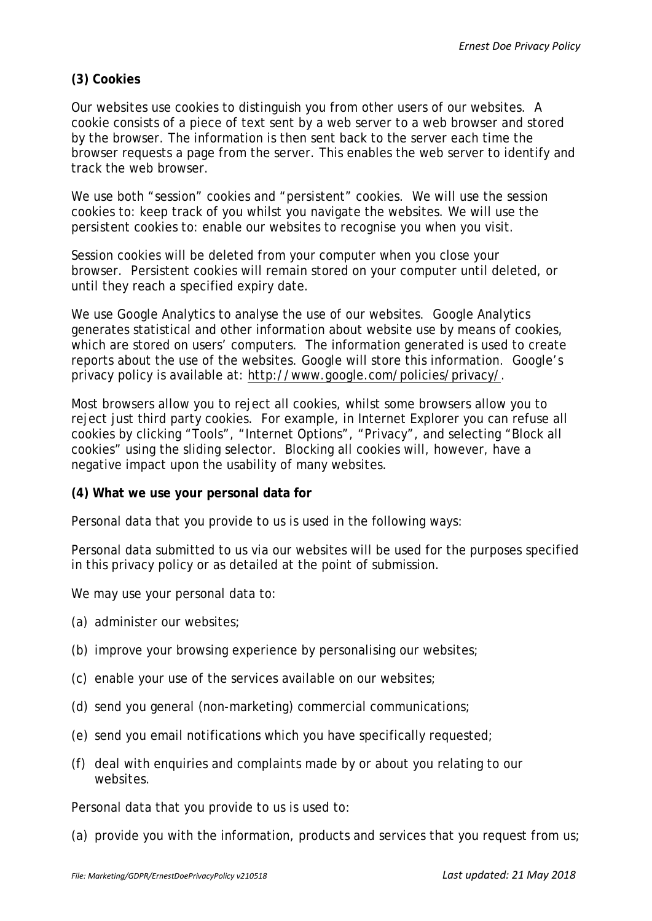**(3) Cookies**

Our websites use cookies to distinguish you from other users of our websites. A cookie consists of a piece of text sent by a web server to a web browser and stored by the browser. The information is then sent back to the server each time the browser requests a page from the server. This enables the web server to identify and track the web browser.

We use both "session" cookies and "persistent" cookies. We will use the session cookies to: keep track of you whilst you navigate the websites. We will use the persistent cookies to: enable our websites to recognise you when you visit.

Session cookies will be deleted from your computer when you close your browser. Persistent cookies will remain stored on your computer until deleted, or until they reach a specified expiry date.

We use Google Analytics to analyse the use of our websites. Google Analytics generates statistical and other information about website use by means of cookies, which are stored on users' computers. The information generated is used to create reports about the use of the websites. Google will store this information. Google's privacy policy is available at: http://www.google.com/policies/privacy/.

Most browsers allow you to reject all cookies, whilst some browsers allow you to reject just third party cookies. For example, in Internet Explorer you can refuse all cookies by clicking "Tools", "Internet Options", "Privacy", and selecting "Block all cookies" using the sliding selector. Blocking all cookies will, however, have a negative impact upon the usability of many websites.

**(4) What we use your personal data for**

Personal data that you provide to us is used in the following ways:

Personal data submitted to us via our websites will be used for the purposes specified in this privacy policy or as detailed at the point of submission.

We may use your personal data to:

(a) administer our websites;

(b) improve your browsing experience by personalising our websites;

(c) enable your use of the services available on our websites;

(d) send you general (non-marketing) commercial communications;

(e) send you email notifications which you have specifically requested;

(f) deal with enquiries and complaints made by or about you relating to our websites.

Personal data that you provide to us is used to:

(a) provide you with the information, products and services that you request from us;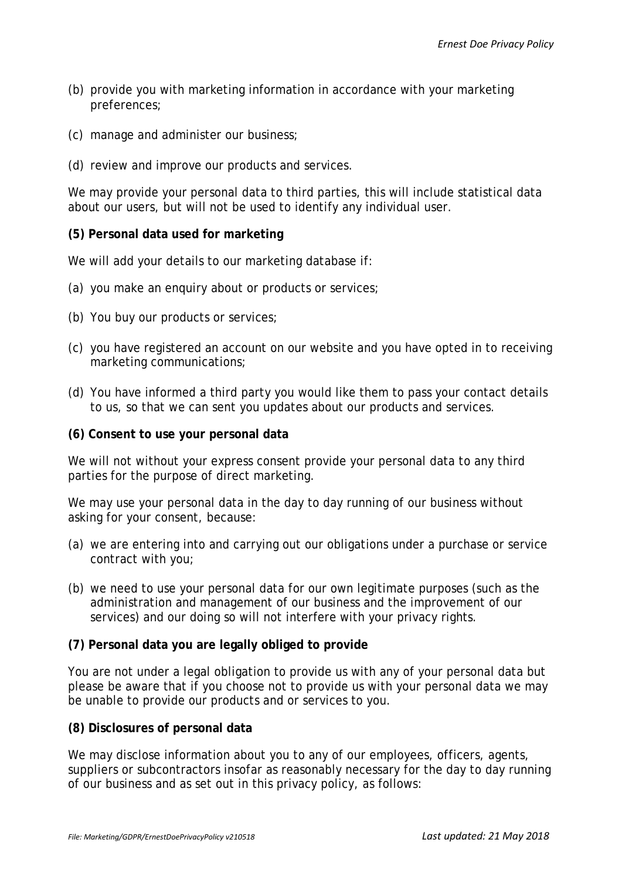(b) provide you with marketing information in accordance with your marketing preferences;

(c) manage and administer our business;

(d) review and improve our products and services.

We may provide your personal data to third parties, this will include statistical data about our users, but will not be used to identify any individual user.

**(5) Personal data used for marketing**

We will add your details to our marketing database if:

(a) you make an enquiry about or products or services;

(b) You buy our products or services;

(c) you have registered an account on our website and you have opted in to receiving marketing communications;

(d) You have informed a third party you would like them to pass your contact details to us, so that we can sent you updates about our products and services.

**(6) Consent to use your personal data**

We will not without your express consent provide your personal data to any third parties for the purpose of direct marketing.

We may use your personal data in the day to day running of our business without asking for your consent, because:

(a) we are entering into and carrying out our obligations under a purchase or service contract with you;

(b) we need to use your personal data for our own legitimate purposes (such as the administration and management of our business and the improvement of our services) and our doing so will not interfere with your privacy rights.

**(7) Personal data you are legally obliged to provide**

You are not under a legal obligation to provide us with any of your personal data but please be aware that if you choose not to provide us with your personal data we may be unable to provide our products and or services to you.

**(8) Disclosures of personal data**

We may disclose information about you to any of our employees, officers, agents, suppliers or subcontractors insofar as reasonably necessary for the day to day running of our business and as set out in this privacy policy, as follows: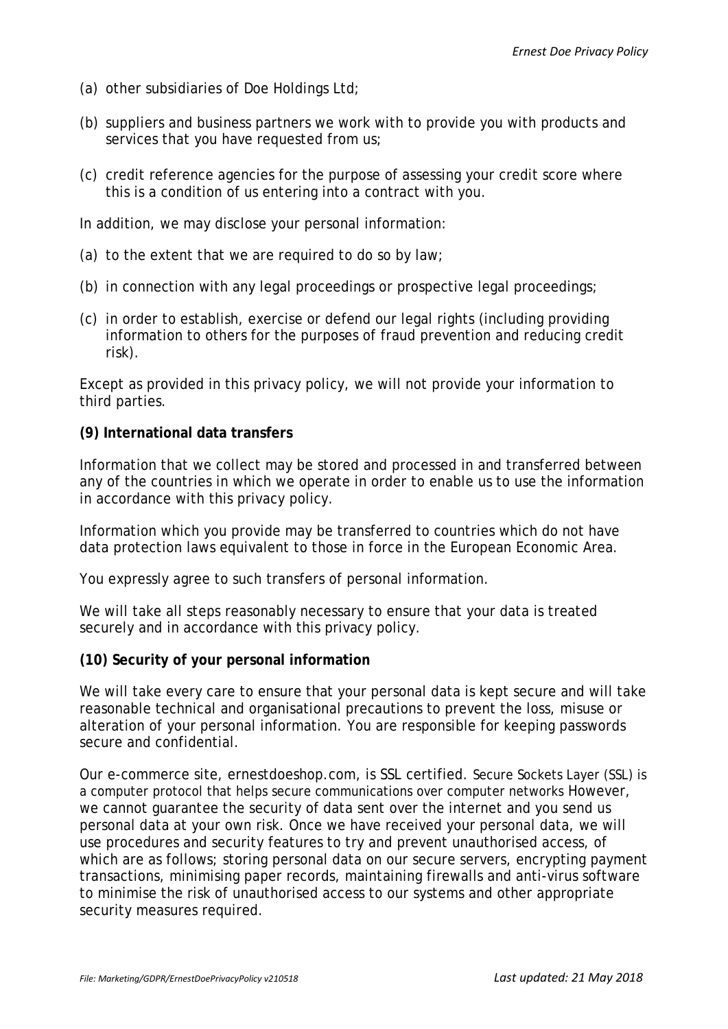(a) other subsidiaries of Doe Holdings Ltd;

(b) suppliers and business partners we work with to provide you with products and services that you have requested from us;

(c) credit reference agencies for the purpose of assessing your credit score where this is a condition of us entering into a contract with you.

In addition, we may disclose your personal information:

(a) to the extent that we are required to do so by law;

(b) in connection with any legal proceedings or prospective legal proceedings;

(c) in order to establish, exercise or defend our legal rights (including providing information to others for the purposes of fraud prevention and reducing credit risk).

Except as provided in this privacy policy, we will not provide your information to third parties.

**(9) International data transfers**

Information that we collect may be stored and processed in and transferred between any of the countries in which we operate in order to enable us to use the information in accordance with this privacy policy.

Information which you provide may be transferred to countries which do not have data protection laws equivalent to those in force in the European Economic Area.

You expressly agree to such transfers of personal information.

We will take all steps reasonably necessary to ensure that your data is treated securely and in accordance with this privacy policy.

**(10) Security of your personal information**

We will take every care to ensure that your personal data is kept secure and will take reasonable technical and organisational precautions to prevent the loss, misuse or alteration of your personal information. You are responsible for keeping passwords secure and confidential.

Our e-commerce site, ernestdoeshop.com, is SSL certified. Secure Sockets Layer (SSL) is a computer protocol that helps secure communications over computer networks However, we cannot guarantee the security of data sent over the internet and you send us personal data at your own risk. Once we have received your personal data, we will use procedures and security features to try and prevent unauthorised access, of which are as follows; storing personal data on our secure servers, encrypting payment transactions, minimising paper records, maintaining firewalls and anti-virus software to minimise the risk of unauthorised access to our systems and other appropriate security measures required.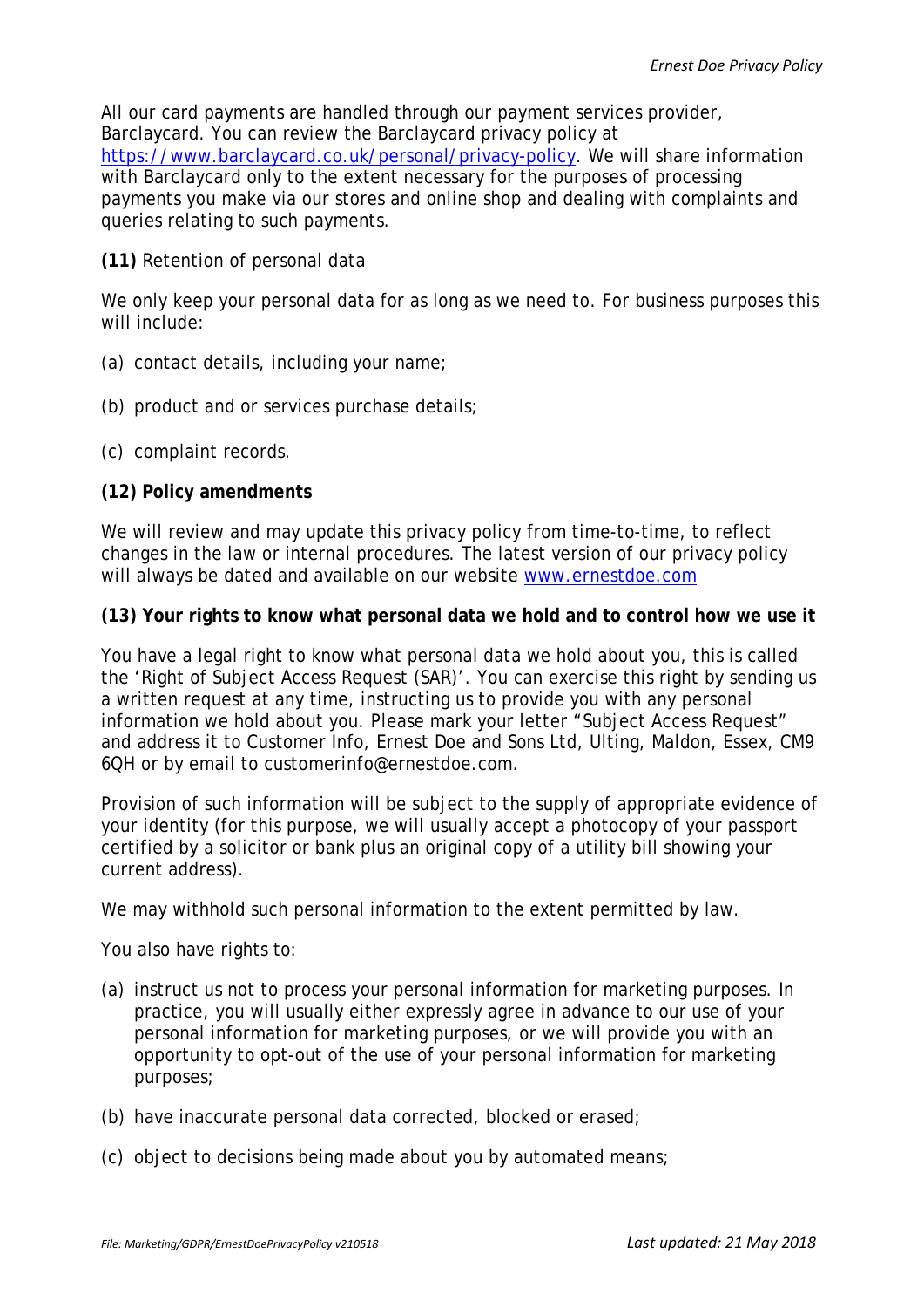All our card payments are handled through our payment services provider, Barclaycard. You can review the Barclaycard privacy policy at [https://www.barclaycard.co.uk/personal/privacy-policy](https://www.barclaycard.co.uk/personal/privacy-policy). We will share information with Barclaycard only to the extent necessary for the purposes of processing payments you make via our stores and online shop and dealing with complaints and queries relating to such payments.

**(11)** Retention of personal data

We only keep your personal data for as long as we need to. For business purposes this will include:

(a) contact details, including your name;

(b) product and or services purchase details;

(c) complaint records.

**(12) Policy amendments**

We will review and may update this privacy policy from time-to-time, to reflect changes in the law or internal procedures. The latest version of our privacy policy will always be dated and available on our website [www.ernestdoe.com](www.ernestdoe.com)

**(13) Your rights to know what personal data we hold and to control how we use it**

You have a legal right to know what personal data we hold about you, this is called the 'Right of Subject Access Request (SAR)'. You can exercise this right by sending us a written request at any time, instructing us to provide you with any personal information we hold about you. Please mark your letter "Subject Access Request" and address it to Customer Info, Ernest Doe and Sons Ltd, Ulting, Maldon, Essex, CM9 6QH or by email to customerinfo@ernestdoe.com.

Provision of such information will be subject to the supply of appropriate evidence of your identity (for this purpose, we will usually accept a photocopy of your passport certified by a solicitor or bank plus an original copy of a utility bill showing your current address).

We may withhold such personal information to the extent permitted by law.

You also have rights to:

(a) instruct us not to process your personal information for marketing purposes. In practice, you will usually either expressly agree in advance to our use of your personal information for marketing purposes, or we will provide you with an opportunity to opt-out of the use of your personal information for marketing purposes;

(b) have inaccurate personal data corrected, blocked or erased;

(c) object to decisions being made about you by automated means;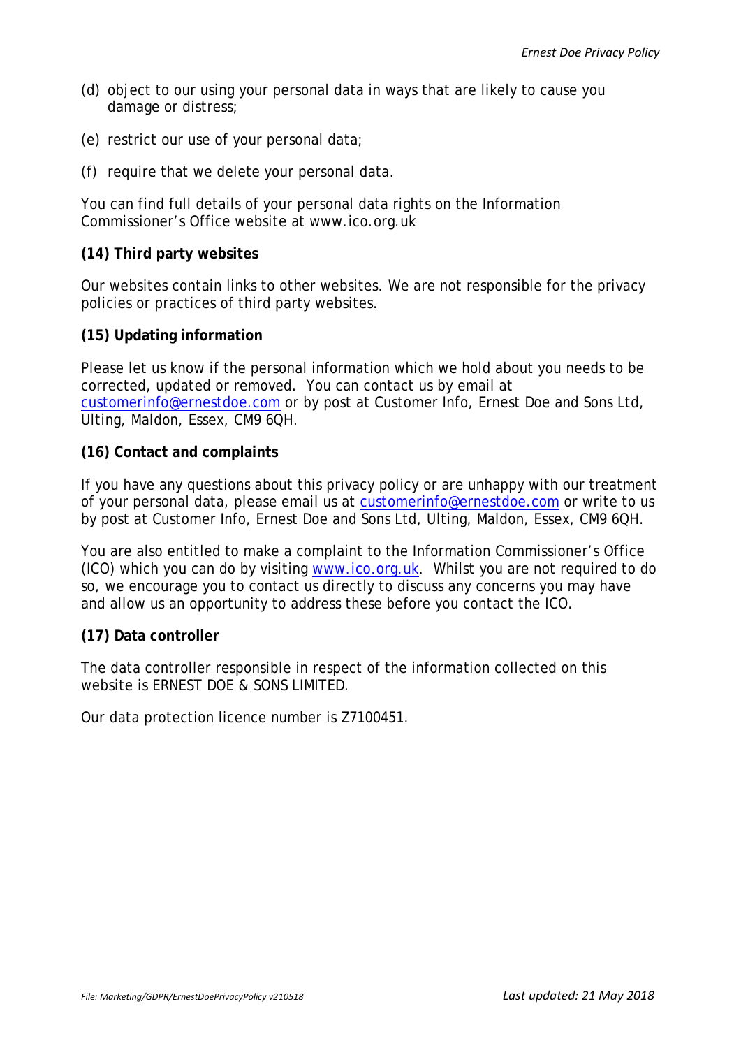(d) object to our using your personal data in ways that are likely to cause you damage or distress;

(e) restrict our use of your personal data;

(f) require that we delete your personal data.

You can find full details of your personal data rights on the Information Commissioner's Office website at www.ico.org.uk

**(14) Third party websites**

Our websites contain links to other websites. We are not responsible for the privacy policies or practices of third party websites.

**(15) Updating information**

Please let us know if the personal information which we hold about you needs to be corrected, updated or removed. You can contact us by email at customerinfo@ernestdoe.com or by post at Customer Info, Ernest Doe and Sons Ltd, Ulting, Maldon, Essex, CM9 6QH.

**(16) Contact and complaints**

If you have any questions about this privacy policy or are unhappy with our treatment of your personal data, please email us at customerinfo@ernestdoe.com or write to us by post at Customer Info, Ernest Doe and Sons Ltd, Ulting, Maldon, Essex, CM9 6QH.

You are also entitled to make a complaint to the Information Commissioner's Office (ICO) which you can do by visiting www.ico.org.uk. Whilst you are not required to do so, we encourage you to contact us directly to discuss any concerns you may have and allow us an opportunity to address these before you contact the ICO.

**(17) Data controller**

The data controller responsible in respect of the information collected on this website is ERNEST DOE & SONS LIMITED.

Our data protection licence number is Z7100451.

*File: Marketing/GDPR/ErnestDoePrivacyPolicy v210518*

*Last updated: 21 May 2018*